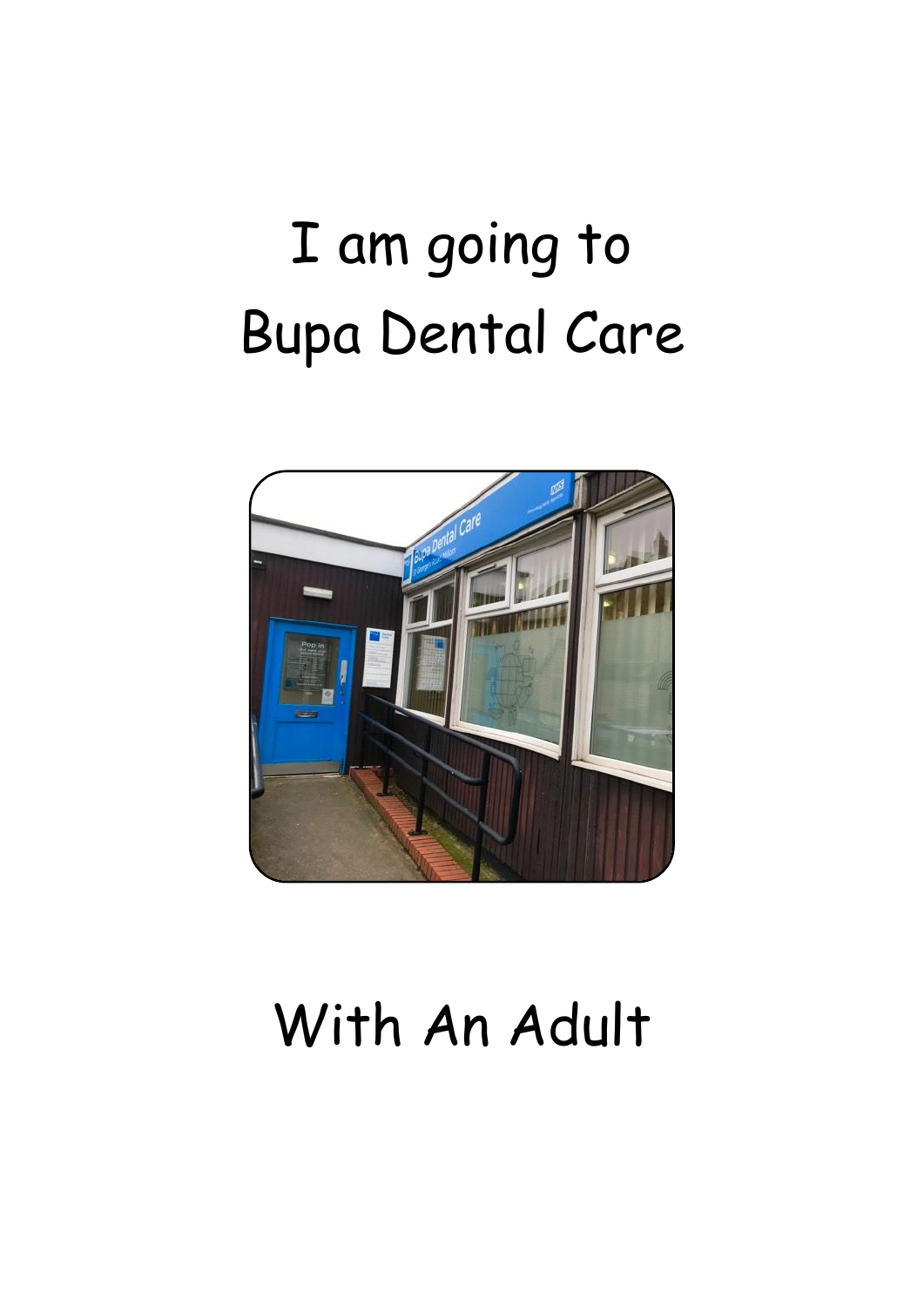# I am going to Bupa Dental Care

# With An Adult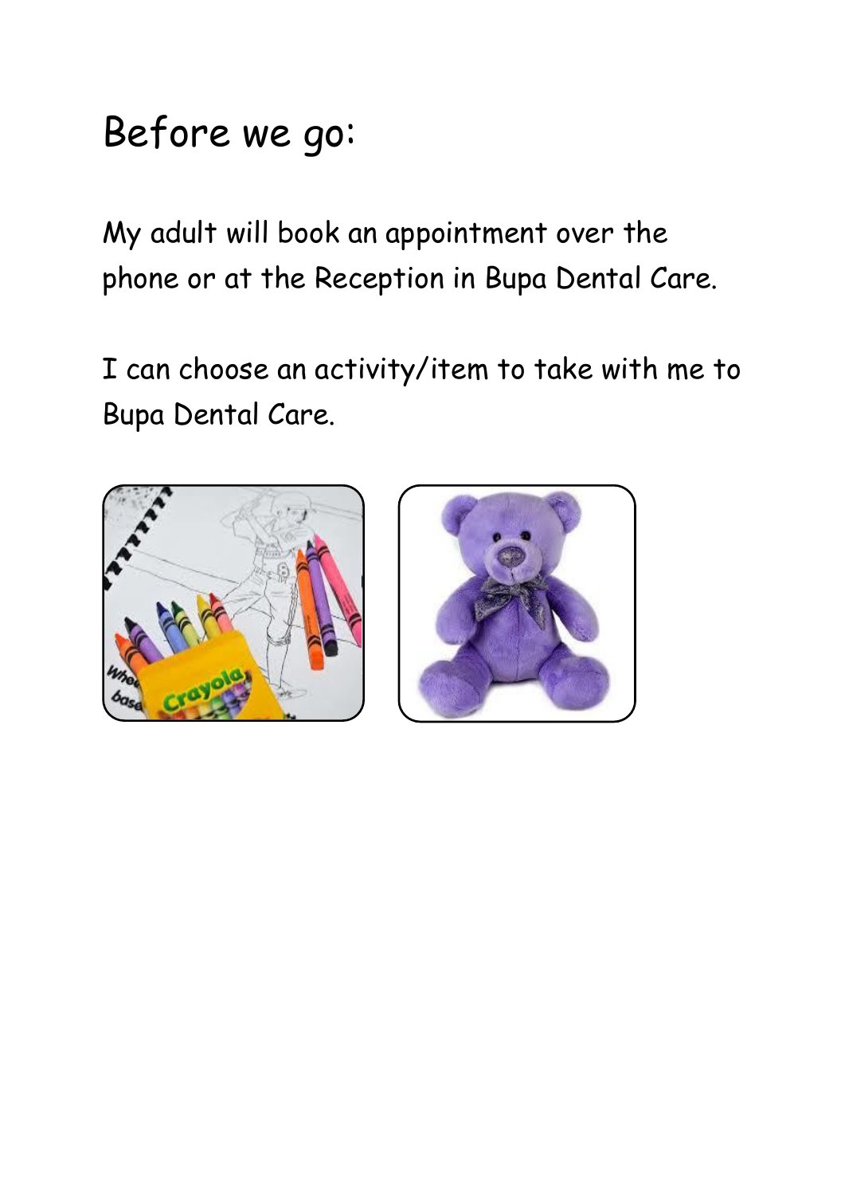# Before we go:

My adult will book an appointment over the phone or at the Reception in Bupa Dental Care.

I can choose an activity/item to take with me to Bupa Dental Care.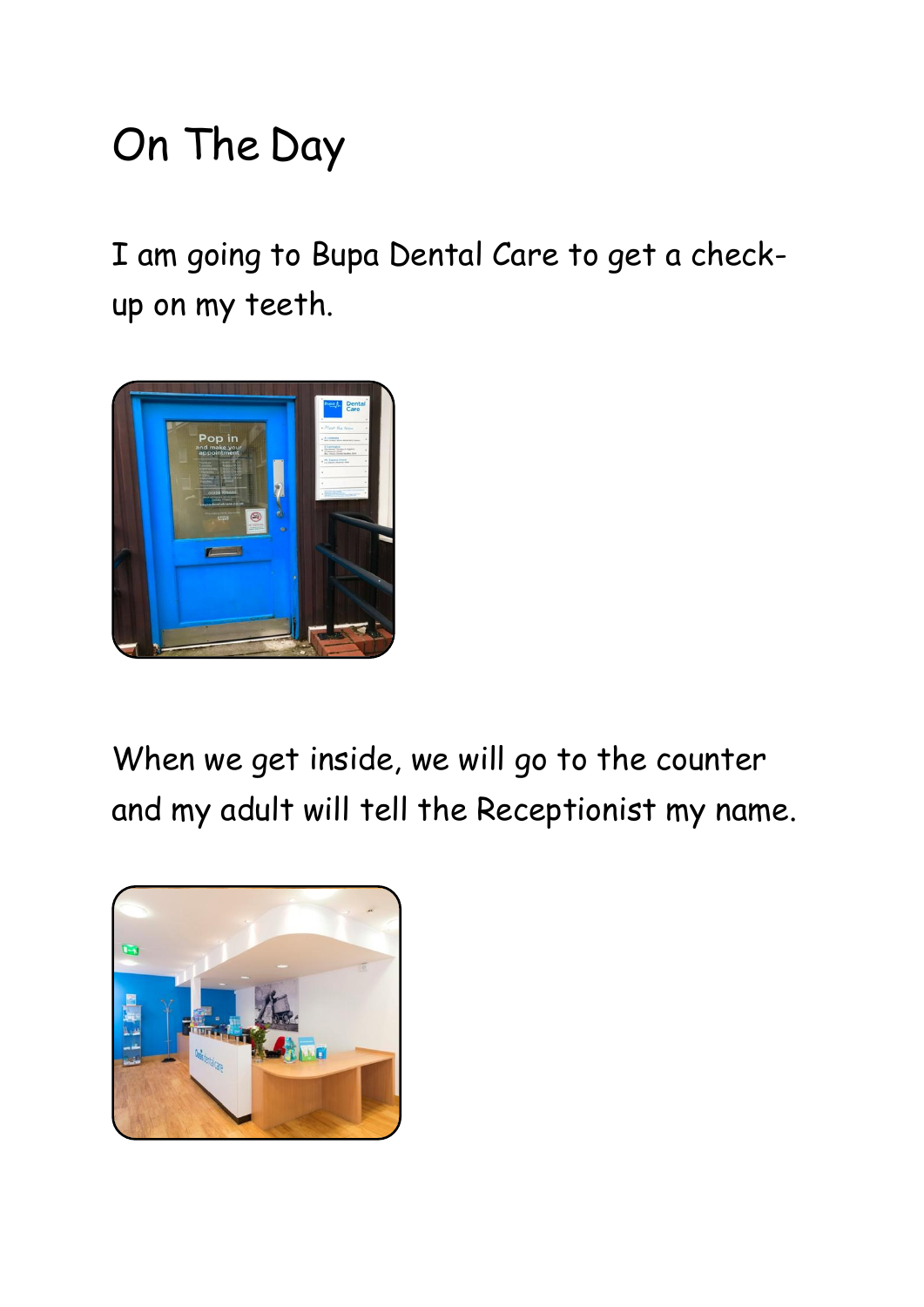# On The Day

I am going to Bupa Dental Care to get a check-up on my teeth.

When we get inside, we will go to the counter and my adult will tell the Receptionist my name.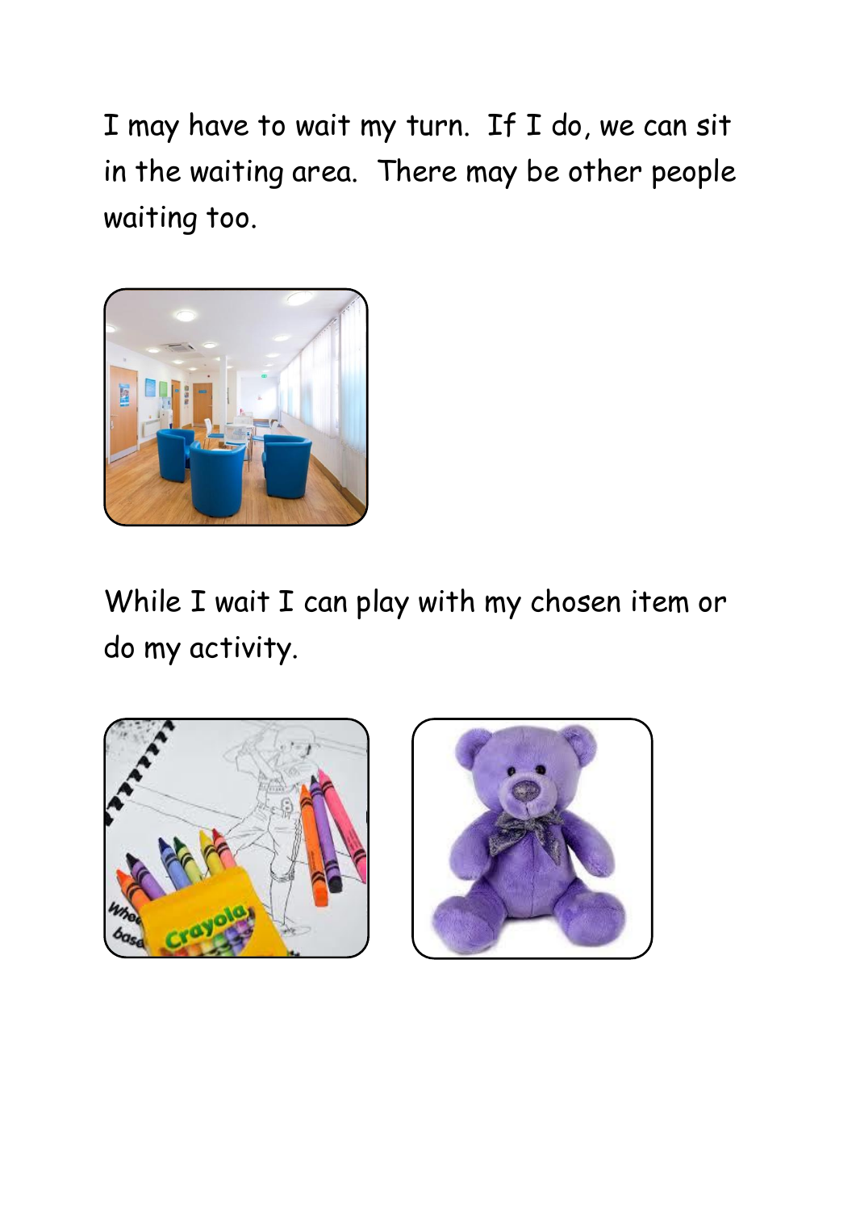I may have to wait my turn. If I do, we can sit in the waiting area. There may be other people waiting too.

While I wait I can play with my chosen item or do my activity.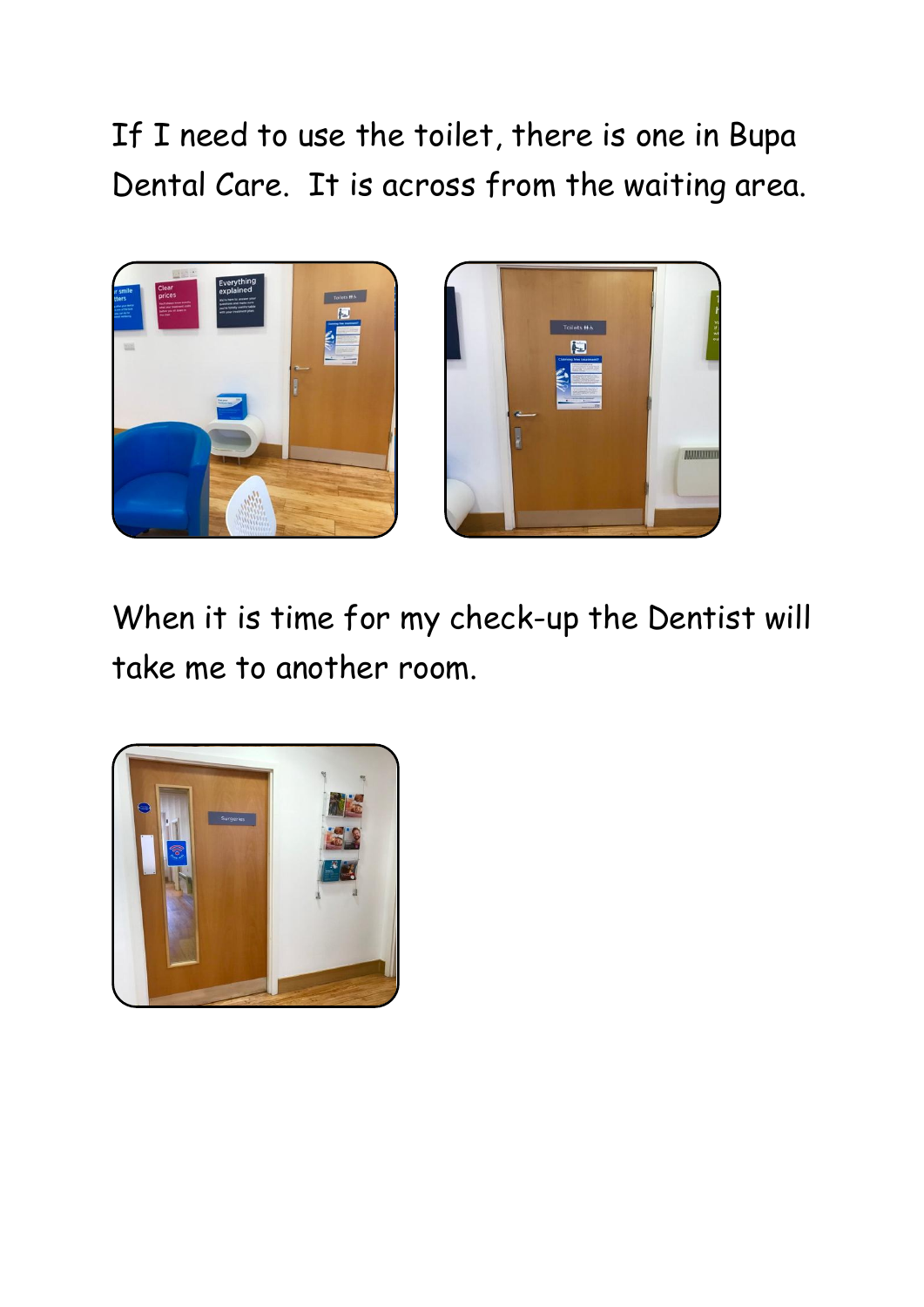If I need to use the toilet, there is one in Bupa Dental Care. It is across from the waiting area.

When it is time for my check-up the Dentist will take me to another room.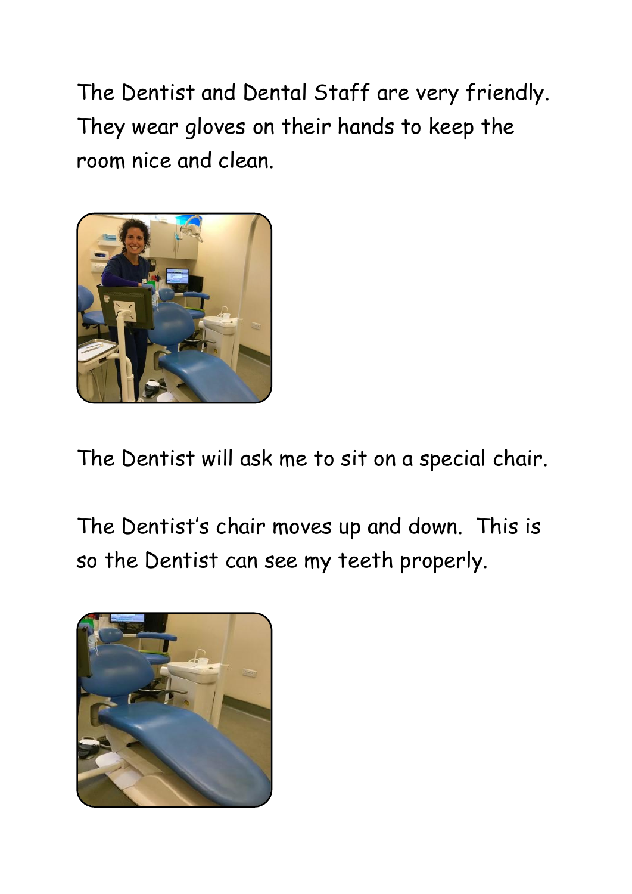The Dentist and Dental Staff are very friendly. They wear gloves on their hands to keep the room nice and clean.

The Dentist will ask me to sit on a special chair.

The Dentist's chair moves up and down. This is so the Dentist can see my teeth properly.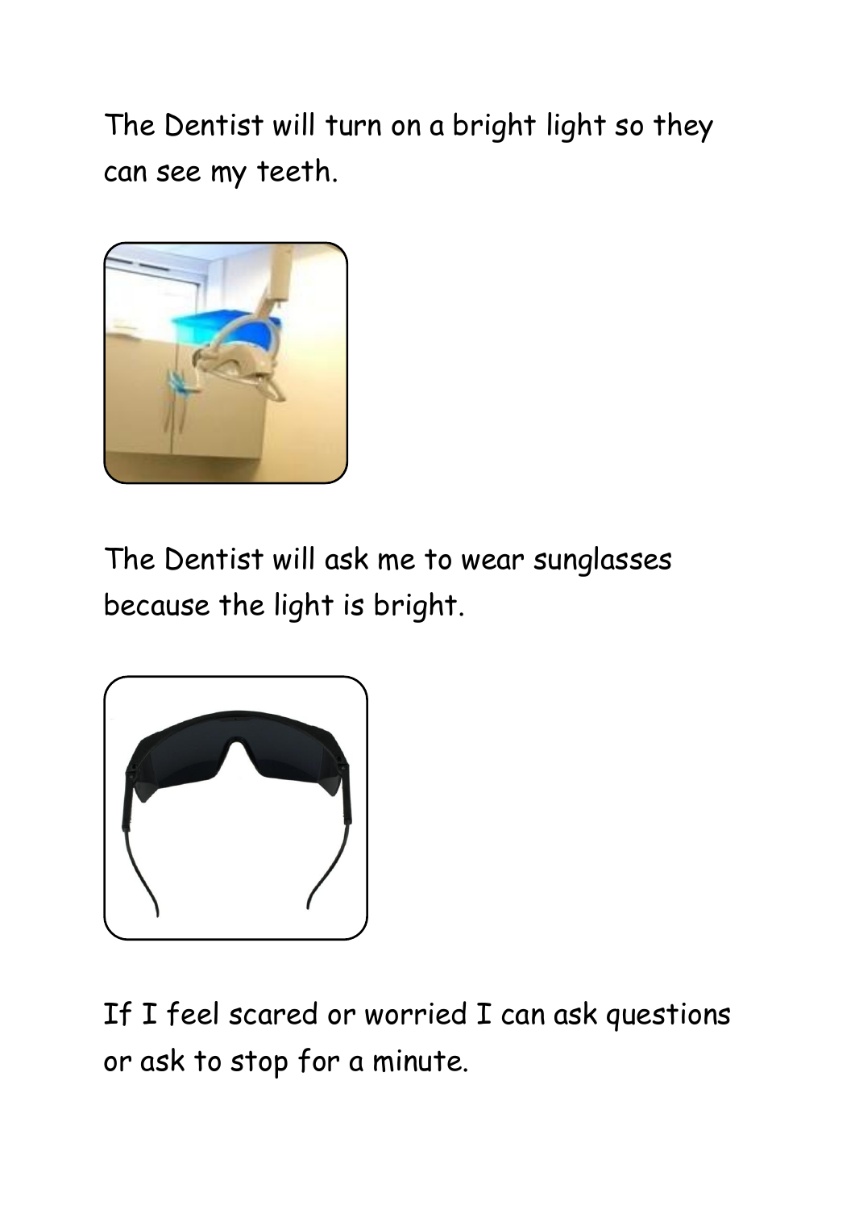The Dentist will turn on a bright light so they can see my teeth.

The Dentist will ask me to wear sunglasses because the light is bright.

If I feel scared or worried I can ask questions or ask to stop for a minute.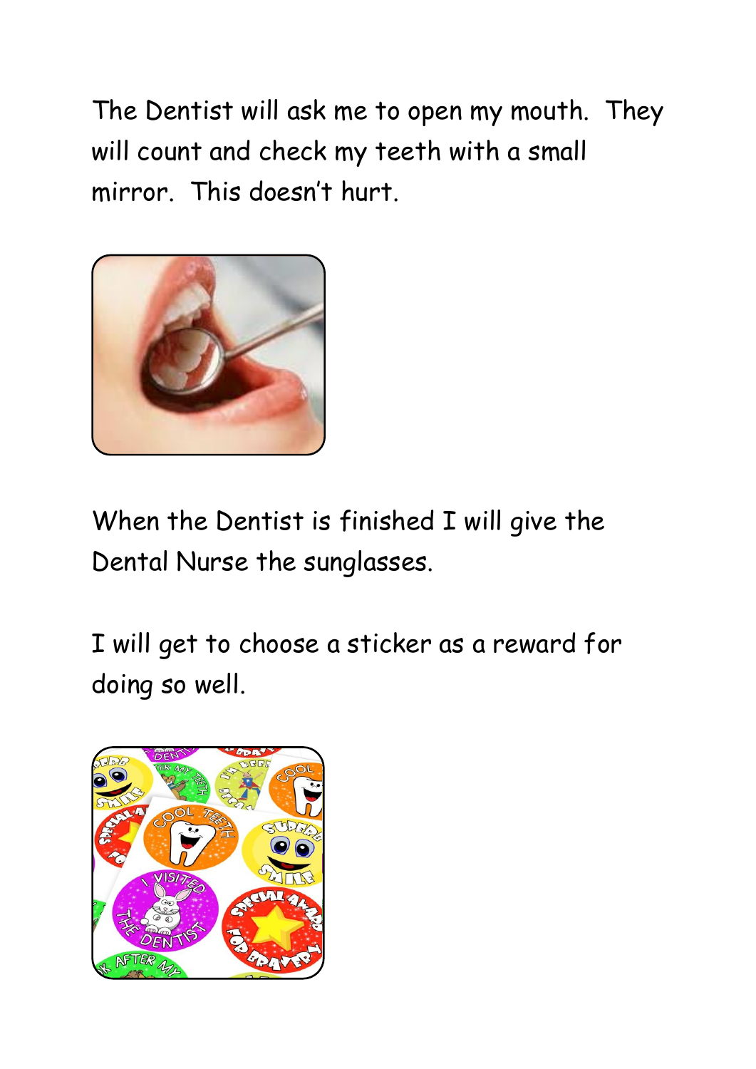The Dentist will ask me to open my mouth. They will count and check my teeth with a small mirror. This doesn't hurt.

When the Dentist is finished I will give the Dental Nurse the sunglasses.

I will get to choose a sticker as a reward for doing so well.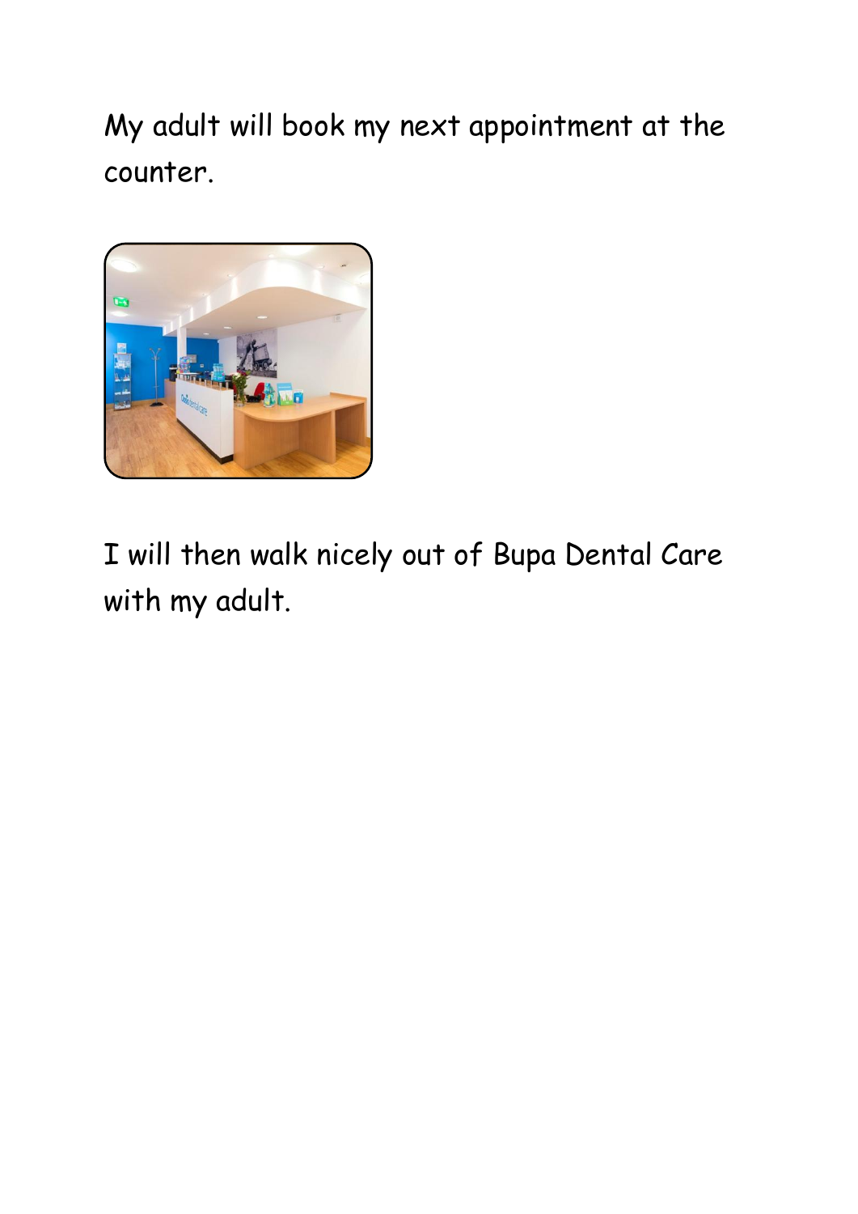My adult will book my next appointment at the counter.

I will then walk nicely out of Bupa Dental Care with my adult.